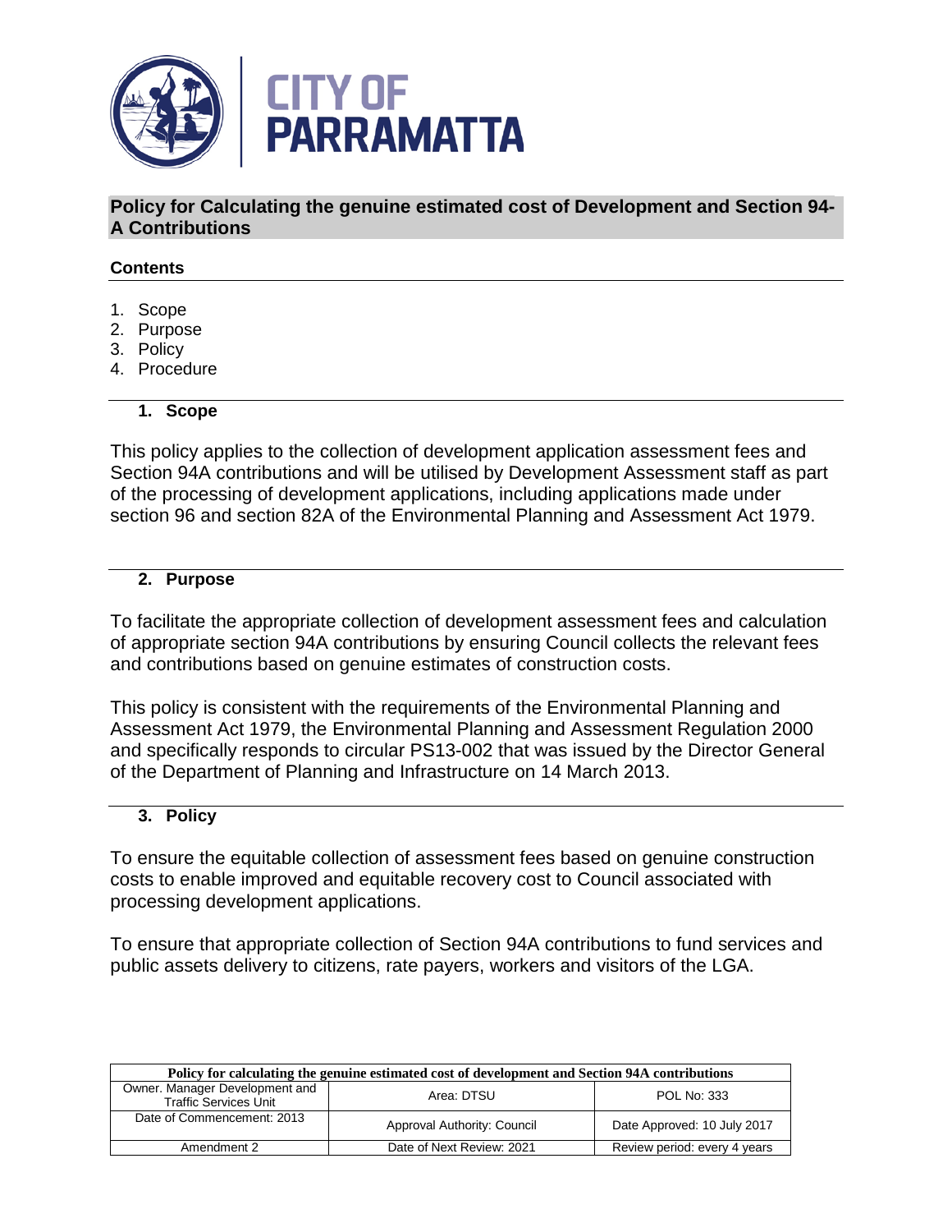# Policy for Calculating the genuine estimated cost of Development and Section 94-A Contributions

## Contents

1. Scope
2. Purpose
3. Policy
4. Procedure

## 1. Scope

This policy applies to the collection of development application assessment fees and Section 94A contributions and will be utilised by Development Assessment staff as part of the processing of development applications, including applications made under section 96 and section 82A of the Environmental Planning and Assessment Act 1979.

## 2. Purpose

To facilitate the appropriate collection of development assessment fees and calculation of appropriate section 94A contributions by ensuring Council collects the relevant fees and contributions based on genuine estimates of construction costs.

This policy is consistent with the requirements of the Environmental Planning and Assessment Act 1979, the Environmental Planning and Assessment Regulation 2000 and specifically responds to circular PS13-002 that was issued by the Director General of the Department of Planning and Infrastructure on 14 March 2013.

## 3. Policy

To ensure the equitable collection of assessment fees based on genuine construction costs to enable improved and equitable recovery cost to Council associated with processing development applications.

To ensure that appropriate collection of Section 94A contributions to fund services and public assets delivery to citizens, rate payers, workers and visitors of the LGA.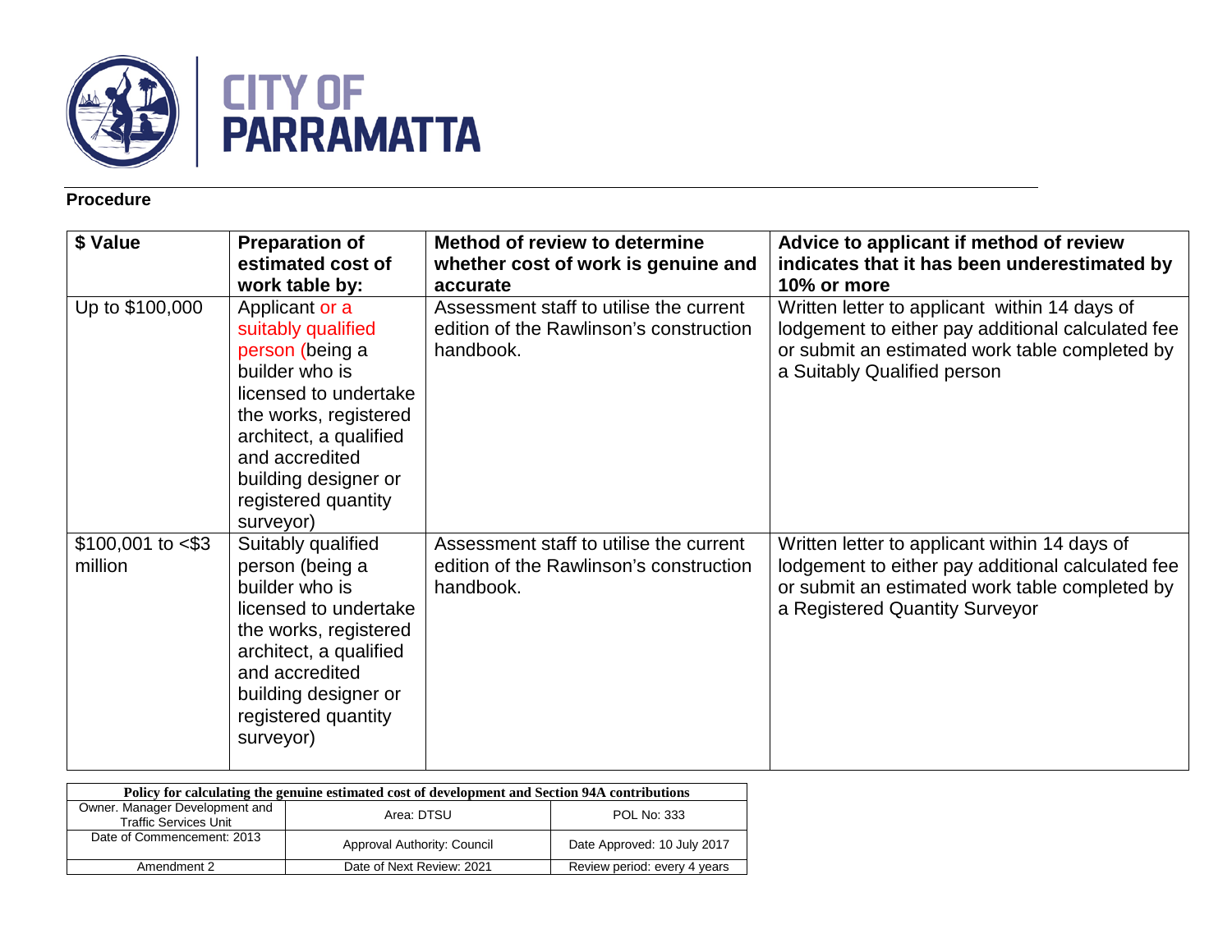**Procedure**

| $ Value | Preparation of estimated cost of work table by: | Method of review to determine whether cost of work is genuine and accurate | Advice to applicant if method of review indicates that it has been underestimated by 10% or more |
|---|---|---|---|
| Up to $100,000 | Applicant or a suitably qualified person (being a builder who is licensed to undertake the works, registered architect, a qualified and accredited building designer or registered quantity surveyor) | Assessment staff to utilise the current edition of the Rawlinson's construction handbook. | Written letter to applicant within 14 days of lodgement to either pay additional calculated fee or submit an estimated work table completed by a Suitably Qualified person |
| $100,001 to <$3 million | Suitably qualified person (being a builder who is licensed to undertake the works, registered architect, a qualified and accredited building designer or registered quantity surveyor) | Assessment staff to utilise the current edition of the Rawlinson's construction handbook. | Written letter to applicant within 14 days of lodgement to either pay additional calculated fee or submit an estimated work table completed by a Registered Quantity Surveyor |

| Policy for calculating the genuine estimated cost of development and Section 94A contributions | | |
|---|---|---|
| Owner. Manager Development and Traffic Services Unit | Area: DTSU | POL No: 333 |
| Date of Commencement: 2013 | Approval Authority: Council | Date Approved: 10 July 2017 |
| Amendment 2 | Date of Next Review: 2021 | Review period: every 4 years |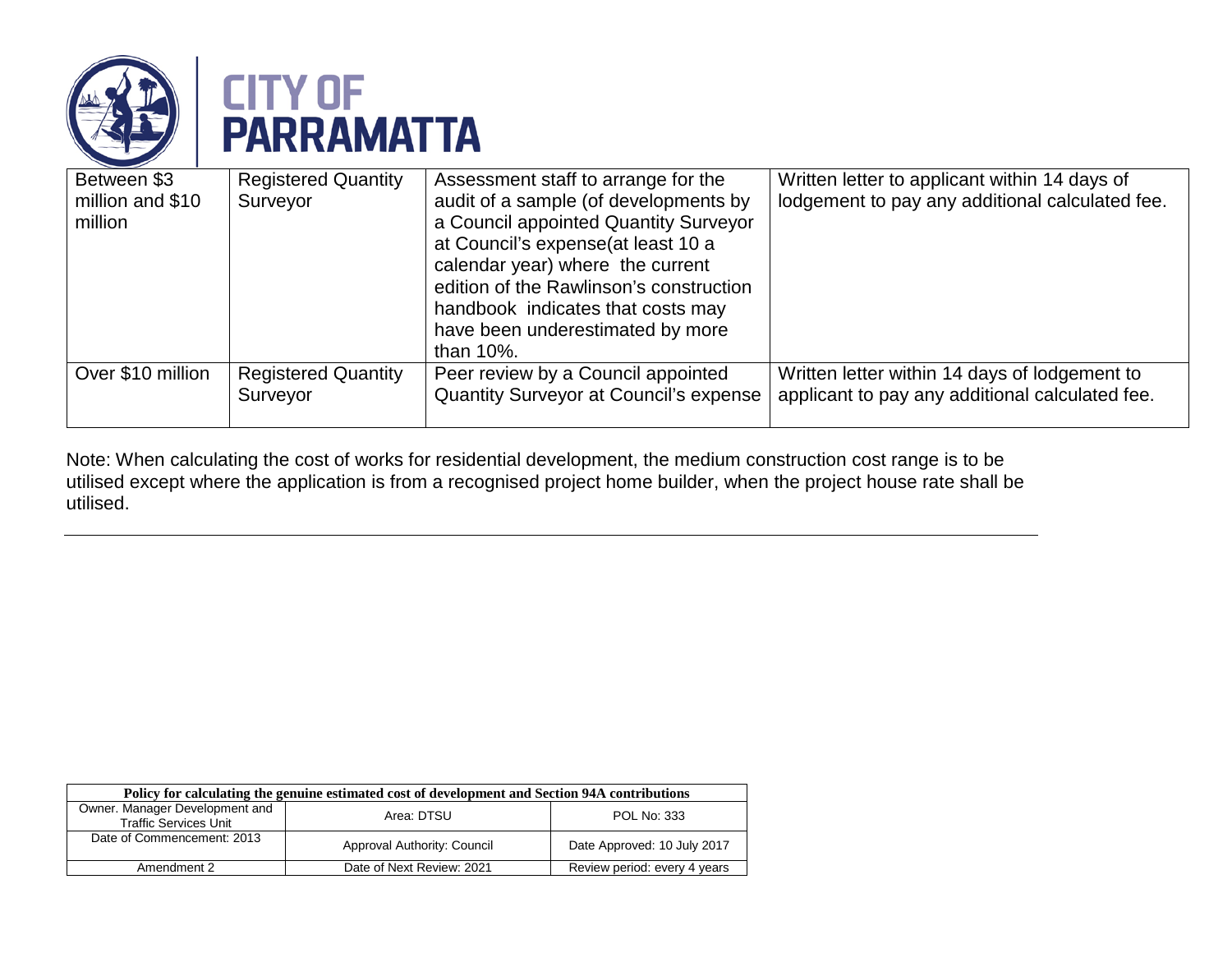| | | | |
|---|---|---|---|
| Between $3 million and $10 million | Registered Quantity Surveyor | Assessment staff to arrange for the audit of a sample (of developments by a Council appointed Quantity Surveyor at Council's expense(at least 10 a calendar year) where the current edition of the Rawlinson's construction handbook indicates that costs may have been underestimated by more than 10%. | Written letter to applicant within 14 days of lodgement to pay any additional calculated fee. |
| Over $10 million | Registered Quantity Surveyor | Peer review by a Council appointed Quantity Surveyor at Council's expense | Written letter within 14 days of lodgement to applicant to pay any additional calculated fee. |

Note: When calculating the cost of works for residential development, the medium construction cost range is to be utilised except where the application is from a recognised project home builder, when the project house rate shall be utilised.

---

| Policy for calculating the genuine estimated cost of development and Section 94A contributions | | |
|---|---|---|
| Owner. Manager Development and Traffic Services Unit | Area: DTSU | POL No: 333 |
| Date of Commencement: 2013 | Approval Authority: Council | Date Approved: 10 July 2017 |
| Amendment 2 | Date of Next Review: 2021 | Review period: every 4 years |